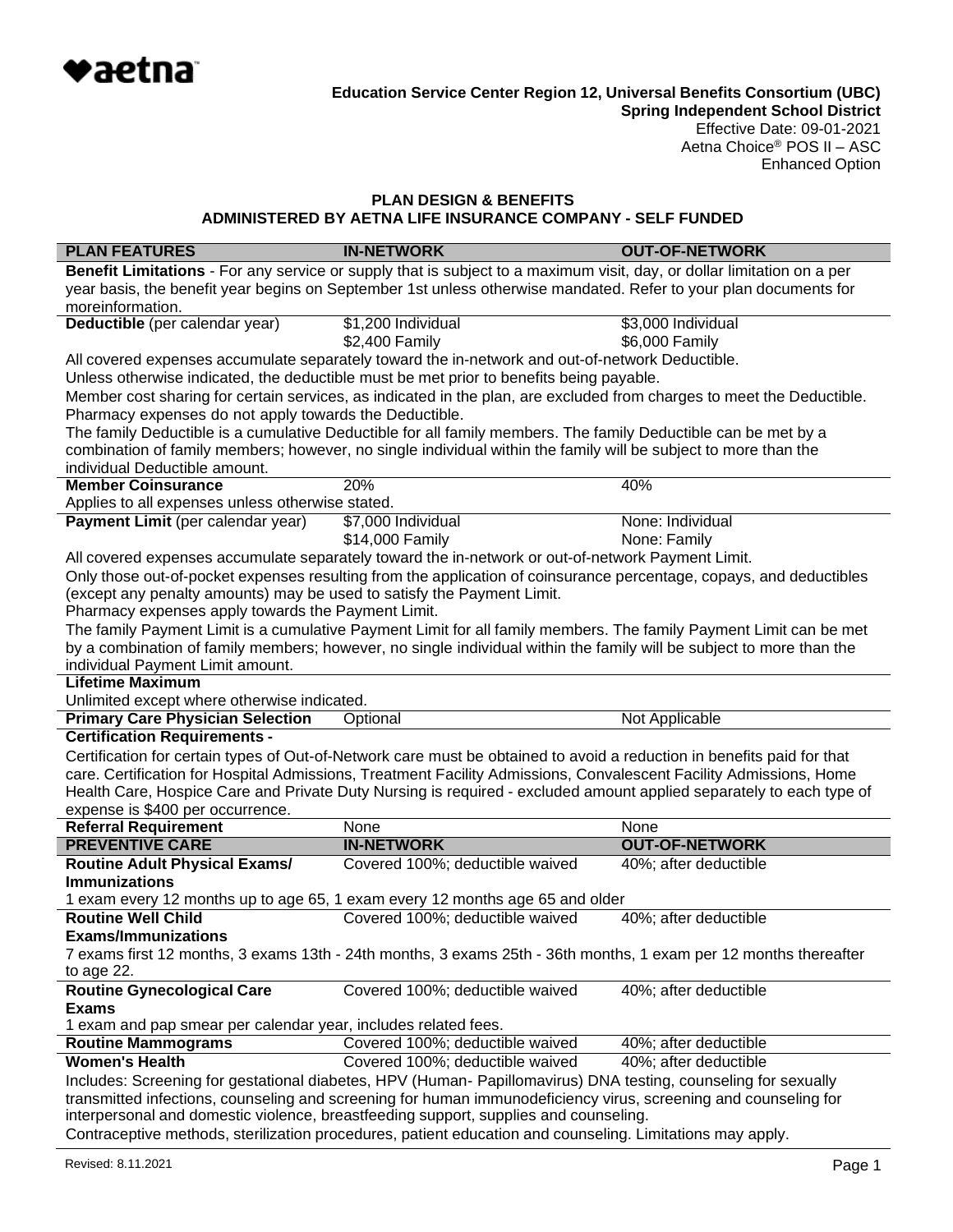♥aetna

**Education Service Center Region 12, Universal Benefits Consortium (UBC)**
**Spring Independent School District**
Effective Date: 09-01-2021
Aetna Choice® POS II – ASC
Enhanced Option

## PLAN DESIGN & BENEFITS
## ADMINISTERED BY AETNA LIFE INSURANCE COMPANY - SELF FUNDED

| PLAN FEATURES | IN-NETWORK | OUT-OF-NETWORK |
|---|---|---|
| **Benefit Limitations** - For any service or supply that is subject to a maximum visit, day, or dollar limitation on a per year basis, the benefit year begins on September 1st unless otherwise mandated. Refer to your plan documents for moreinformation. | | |
| **Deductible** (per calendar year) | $1,200 Individual<br>$2,400 Family | $3,000 Individual<br>$6,000 Family |
| All covered expenses accumulate separately toward the in-network and out-of-network Deductible.<br>Unless otherwise indicated, the deductible must be met prior to benefits being payable.<br>Member cost sharing for certain services, as indicated in the plan, are excluded from charges to meet the Deductible.<br>Pharmacy expenses do not apply towards the Deductible.<br>The family Deductible is a cumulative Deductible for all family members. The family Deductible can be met by a combination of family members; however, no single individual within the family will be subject to more than the individual Deductible amount. | | |
| **Member Coinsurance** | 20% | 40% |
| Applies to all expenses unless otherwise stated. | | |
| **Payment Limit** (per calendar year) | $7,000 Individual<br>$14,000 Family | None: Individual<br>None: Family |
| All covered expenses accumulate separately toward the in-network or out-of-network Payment Limit.<br>Only those out-of-pocket expenses resulting from the application of coinsurance percentage, copays, and deductibles (except any penalty amounts) may be used to satisfy the Payment Limit.<br>Pharmacy expenses apply towards the Payment Limit.<br>The family Payment Limit is a cumulative Payment Limit for all family members. The family Payment Limit can be met by a combination of family members; however, no single individual within the family will be subject to more than the individual Payment Limit amount. | | |
| **Lifetime Maximum** | | |
| Unlimited except where otherwise indicated. | | |
| **Primary Care Physician Selection** | Optional | Not Applicable |
| **Certification Requirements -** | | |
| Certification for certain types of Out-of-Network care must be obtained to avoid a reduction in benefits paid for that care. Certification for Hospital Admissions, Treatment Facility Admissions, Convalescent Facility Admissions, Home Health Care, Hospice Care and Private Duty Nursing is required - excluded amount applied separately to each type of expense is $400 per occurrence. | | |
| **Referral Requirement** | None | None |
| **PREVENTIVE CARE** | **IN-NETWORK** | **OUT-OF-NETWORK** |
| **Routine Adult Physical Exams/ Immunizations** | Covered 100%; deductible waived | 40%; after deductible |
| 1 exam every 12 months up to age 65, 1 exam every 12 months age 65 and older | | |
| **Routine Well Child Exams/Immunizations** | Covered 100%; deductible waived | 40%; after deductible |
| 7 exams first 12 months, 3 exams 13th - 24th months, 3 exams 25th - 36th months, 1 exam per 12 months thereafter to age 22. | | |
| **Routine Gynecological Care Exams** | Covered 100%; deductible waived | 40%; after deductible |
| 1 exam and pap smear per calendar year, includes related fees. | | |
| **Routine Mammograms** | Covered 100%; deductible waived | 40%; after deductible |
| **Women's Health** | Covered 100%; deductible waived | 40%; after deductible |
| Includes: Screening for gestational diabetes, HPV (Human- Papillomavirus) DNA testing, counseling for sexually transmitted infections, counseling and screening for human immunodeficiency virus, screening and counseling for interpersonal and domestic violence, breastfeeding support, supplies and counseling.<br>Contraceptive methods, sterilization procedures, patient education and counseling. Limitations may apply. | | |

Revised: 8.11.2021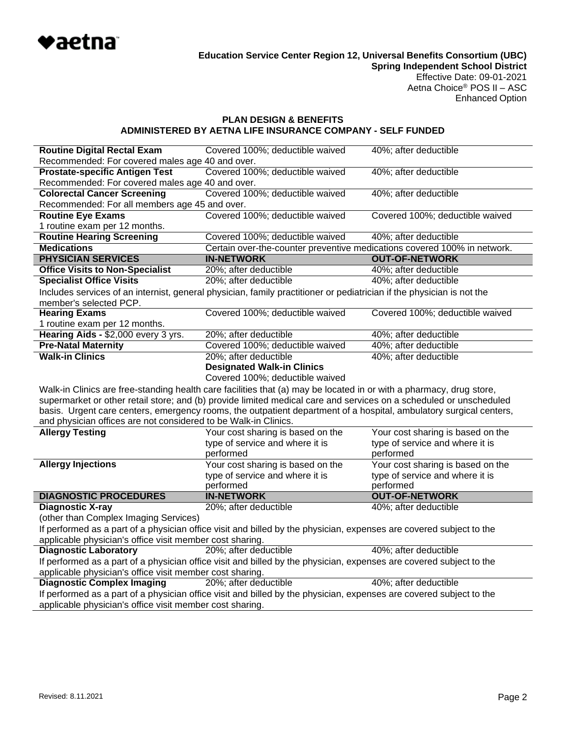**Education Service Center Region 12, Universal Benefits Consortium (UBC)**
**Spring Independent School District**
Effective Date: 09-01-2021
Aetna Choice® POS II – ASC
Enhanced Option

## PLAN DESIGN & BENEFITS
## ADMINISTERED BY AETNA LIFE INSURANCE COMPANY - SELF FUNDED

| | | |
|---|---|---|
| **Routine Digital Rectal Exam** | Covered 100%; deductible waived | 40%; after deductible |
| Recommended: For covered males age 40 and over. | | |
| **Prostate-specific Antigen Test** | Covered 100%; deductible waived | 40%; after deductible |
| Recommended: For covered males age 40 and over. | | |
| **Colorectal Cancer Screening** | Covered 100%; deductible waived | 40%; after deductible |
| Recommended: For all members age 45 and over. | | |
| **Routine Eye Exams** | Covered 100%; deductible waived | Covered 100%; deductible waived |
| 1 routine exam per 12 months. | | |
| **Routine Hearing Screening** | Covered 100%; deductible waived | 40%; after deductible |
| **Medications** | Certain over-the-counter preventive medications covered 100% in network. | |
| **PHYSICIAN SERVICES** | **IN-NETWORK** | **OUT-OF-NETWORK** |
| **Office Visits to Non-Specialist** | 20%; after deductible | 40%; after deductible |
| **Specialist Office Visits** | 20%; after deductible | 40%; after deductible |
| Includes services of an internist, general physician, family practitioner or pediatrician if the physician is not the member's selected PCP. | | |
| **Hearing Exams** | Covered 100%; deductible waived | Covered 100%; deductible waived |
| 1 routine exam per 12 months. | | |
| **Hearing Aids -** $2,000 every 3 yrs. | 20%; after deductible | 40%; after deductible |
| **Pre-Natal Maternity** | Covered 100%; deductible waived | 40%; after deductible |
| **Walk-in Clinics** | 20%; after deductible<br>**Designated Walk-in Clinics**<br>Covered 100%; deductible waived | 40%; after deductible |
| Walk-in Clinics are free-standing health care facilities that (a) may be located in or with a pharmacy, drug store, supermarket or other retail store; and (b) provide limited medical care and services on a scheduled or unscheduled basis. Urgent care centers, emergency rooms, the outpatient department of a hospital, ambulatory surgical centers, and physician offices are not considered to be Walk-in Clinics. | | |
| **Allergy Testing** | Your cost sharing is based on the type of service and where it is performed | Your cost sharing is based on the type of service and where it is performed |
| **Allergy Injections** | Your cost sharing is based on the type of service and where it is performed | Your cost sharing is based on the type of service and where it is performed |
| **DIAGNOSTIC PROCEDURES** | **IN-NETWORK** | **OUT-OF-NETWORK** |
| **Diagnostic X-ray** | 20%; after deductible | 40%; after deductible |
| (other than Complex Imaging Services)<br>If performed as a part of a physician office visit and billed by the physician, expenses are covered subject to the applicable physician's office visit member cost sharing. | | |
| **Diagnostic Laboratory** | 20%; after deductible | 40%; after deductible |
| If performed as a part of a physician office visit and billed by the physician, expenses are covered subject to the applicable physician's office visit member cost sharing. | | |
| **Diagnostic Complex Imaging** | 20%; after deductible | 40%; after deductible |
| If performed as a part of a physician office visit and billed by the physician, expenses are covered subject to the applicable physician's office visit member cost sharing. | | |

Revised: 8.11.2021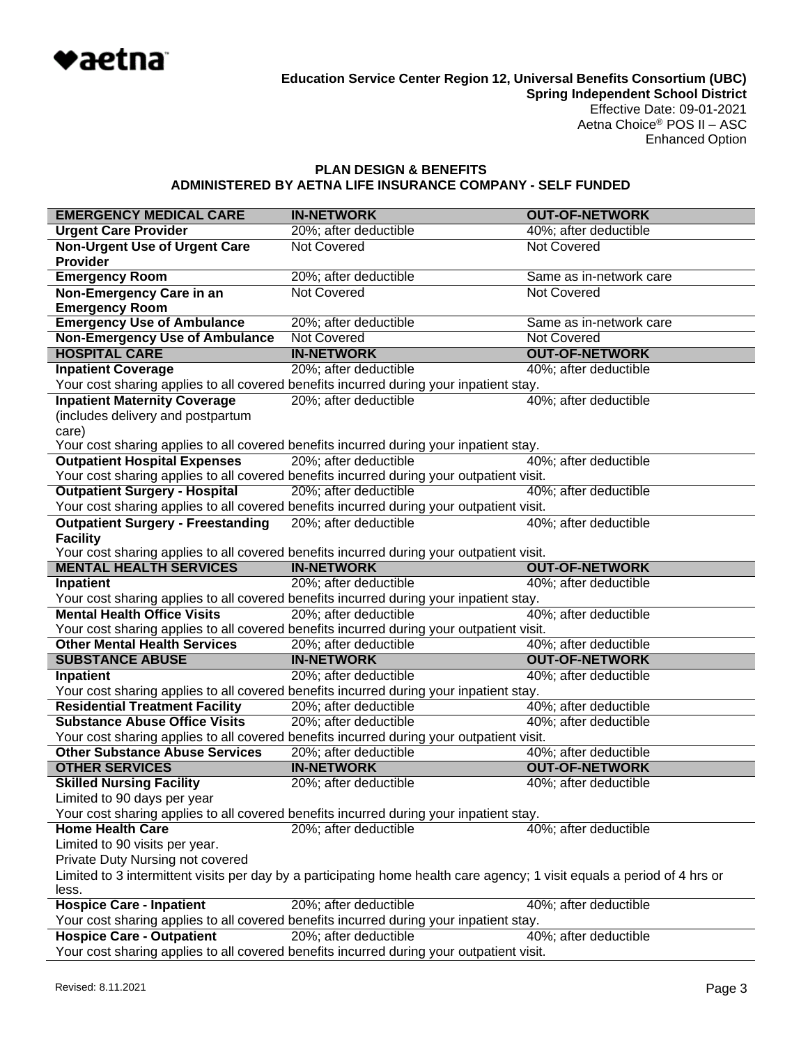**Education Service Center Region 12, Universal Benefits Consortium (UBC)**
**Spring Independent School District**
Effective Date: 09-01-2021
Aetna Choice® POS II – ASC
Enhanced Option

## PLAN DESIGN & BENEFITS
## ADMINISTERED BY AETNA LIFE INSURANCE COMPANY - SELF FUNDED

| EMERGENCY MEDICAL CARE | IN-NETWORK | OUT-OF-NETWORK |
|---|---|---|
| **Urgent Care Provider** | 20%; after deductible | 40%; after deductible |
| **Non-Urgent Use of Urgent Care Provider** | Not Covered | Not Covered |
| **Emergency Room** | 20%; after deductible | Same as in-network care |
| **Non-Emergency Care in an Emergency Room** | Not Covered | Not Covered |
| **Emergency Use of Ambulance** | 20%; after deductible | Same as in-network care |
| **Non-Emergency Use of Ambulance** | Not Covered | Not Covered |
| **HOSPITAL CARE** | **IN-NETWORK** | **OUT-OF-NETWORK** |
| **Inpatient Coverage** | 20%; after deductible | 40%; after deductible |
| Your cost sharing applies to all covered benefits incurred during your inpatient stay. | | |
| **Inpatient Maternity Coverage** (includes delivery and postpartum care) | 20%; after deductible | 40%; after deductible |
| Your cost sharing applies to all covered benefits incurred during your inpatient stay. | | |
| **Outpatient Hospital Expenses** | 20%; after deductible | 40%; after deductible |
| Your cost sharing applies to all covered benefits incurred during your outpatient visit. | | |
| **Outpatient Surgery - Hospital** | 20%; after deductible | 40%; after deductible |
| Your cost sharing applies to all covered benefits incurred during your outpatient visit. | | |
| **Outpatient Surgery - Freestanding Facility** | 20%; after deductible | 40%; after deductible |
| Your cost sharing applies to all covered benefits incurred during your outpatient visit. | | |
| **MENTAL HEALTH SERVICES** | **IN-NETWORK** | **OUT-OF-NETWORK** |
| **Inpatient** | 20%; after deductible | 40%; after deductible |
| Your cost sharing applies to all covered benefits incurred during your inpatient stay. | | |
| **Mental Health Office Visits** | 20%; after deductible | 40%; after deductible |
| Your cost sharing applies to all covered benefits incurred during your outpatient visit. | | |
| **Other Mental Health Services** | 20%; after deductible | 40%; after deductible |
| **SUBSTANCE ABUSE** | **IN-NETWORK** | **OUT-OF-NETWORK** |
| **Inpatient** | 20%; after deductible | 40%; after deductible |
| Your cost sharing applies to all covered benefits incurred during your inpatient stay. | | |
| **Residential Treatment Facility** | 20%; after deductible | 40%; after deductible |
| **Substance Abuse Office Visits** | 20%; after deductible | 40%; after deductible |
| Your cost sharing applies to all covered benefits incurred during your outpatient visit. | | |
| **Other Substance Abuse Services** | 20%; after deductible | 40%; after deductible |
| **OTHER SERVICES** | **IN-NETWORK** | **OUT-OF-NETWORK** |
| **Skilled Nursing Facility** Limited to 90 days per year | 20%; after deductible | 40%; after deductible |
| Your cost sharing applies to all covered benefits incurred during your inpatient stay. | | |
| **Home Health Care** Limited to 90 visits per year. Private Duty Nursing not covered | 20%; after deductible | 40%; after deductible |
| Limited to 3 intermittent visits per day by a participating home health care agency; 1 visit equals a period of 4 hrs or less. | | |
| **Hospice Care - Inpatient** | 20%; after deductible | 40%; after deductible |
| Your cost sharing applies to all covered benefits incurred during your inpatient stay. | | |
| **Hospice Care - Outpatient** | 20%; after deductible | 40%; after deductible |
| Your cost sharing applies to all covered benefits incurred during your outpatient visit. | | |

Revised: 8.11.2021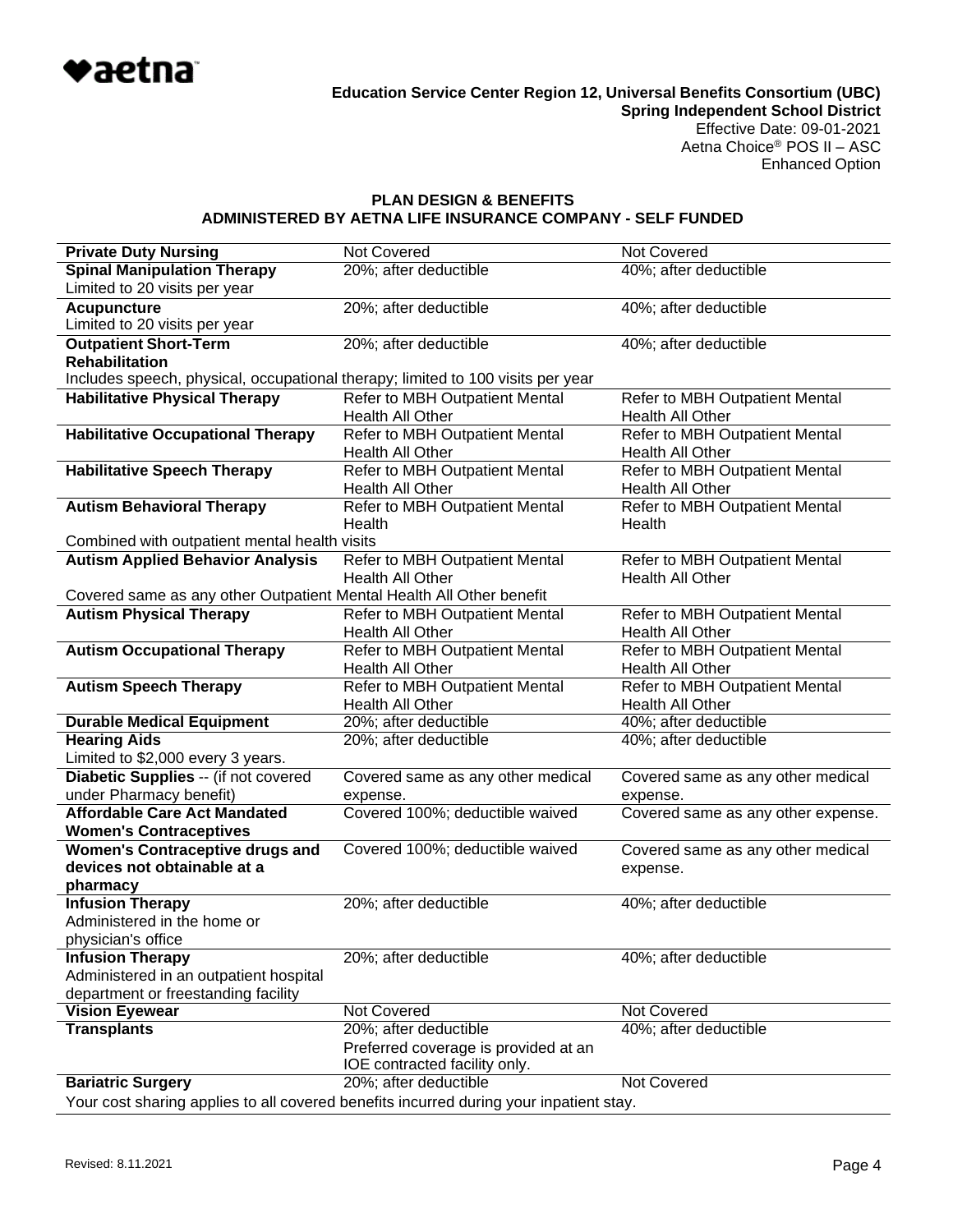**Education Service Center Region 12, Universal Benefits Consortium (UBC)**
**Spring Independent School District**
Effective Date: 09-01-2021
Aetna Choice® POS II – ASC
Enhanced Option

## PLAN DESIGN & BENEFITS
## ADMINISTERED BY AETNA LIFE INSURANCE COMPANY - SELF FUNDED

| | | |
|---|---|---|
| **Private Duty Nursing** | Not Covered | Not Covered |
| **Spinal Manipulation Therapy** Limited to 20 visits per year | 20%; after deductible | 40%; after deductible |
| **Acupuncture** Limited to 20 visits per year | 20%; after deductible | 40%; after deductible |
| **Outpatient Short-Term Rehabilitation** | 20%; after deductible | 40%; after deductible |
| Includes speech, physical, occupational therapy; limited to 100 visits per year | | |
| **Habilitative Physical Therapy** | Refer to MBH Outpatient Mental Health All Other | Refer to MBH Outpatient Mental Health All Other |
| **Habilitative Occupational Therapy** | Refer to MBH Outpatient Mental Health All Other | Refer to MBH Outpatient Mental Health All Other |
| **Habilitative Speech Therapy** | Refer to MBH Outpatient Mental Health All Other | Refer to MBH Outpatient Mental Health All Other |
| **Autism Behavioral Therapy** | Refer to MBH Outpatient Mental Health | Refer to MBH Outpatient Mental Health |
| Combined with outpatient mental health visits | | |
| **Autism Applied Behavior Analysis** | Refer to MBH Outpatient Mental Health All Other | Refer to MBH Outpatient Mental Health All Other |
| Covered same as any other Outpatient Mental Health All Other benefit | | |
| **Autism Physical Therapy** | Refer to MBH Outpatient Mental Health All Other | Refer to MBH Outpatient Mental Health All Other |
| **Autism Occupational Therapy** | Refer to MBH Outpatient Mental Health All Other | Refer to MBH Outpatient Mental Health All Other |
| **Autism Speech Therapy** | Refer to MBH Outpatient Mental Health All Other | Refer to MBH Outpatient Mental Health All Other |
| **Durable Medical Equipment** | 20%; after deductible | 40%; after deductible |
| **Hearing Aids** Limited to $2,000 every 3 years. | 20%; after deductible | 40%; after deductible |
| **Diabetic Supplies** -- (if not covered under Pharmacy benefit) | Covered same as any other medical expense. | Covered same as any other medical expense. |
| **Affordable Care Act Mandated Women's Contraceptives** | Covered 100%; deductible waived | Covered same as any other expense. |
| **Women's Contraceptive drugs and devices not obtainable at a pharmacy** | Covered 100%; deductible waived | Covered same as any other medical expense. |
| **Infusion Therapy** Administered in the home or physician's office | 20%; after deductible | 40%; after deductible |
| **Infusion Therapy** Administered in an outpatient hospital department or freestanding facility | 20%; after deductible | 40%; after deductible |
| **Vision Eyewear** | Not Covered | Not Covered |
| **Transplants** | 20%; after deductible Preferred coverage is provided at an IOE contracted facility only. | 40%; after deductible |
| **Bariatric Surgery** | 20%; after deductible | Not Covered |
| Your cost sharing applies to all covered benefits incurred during your inpatient stay. | | |

Revised: 8.11.2021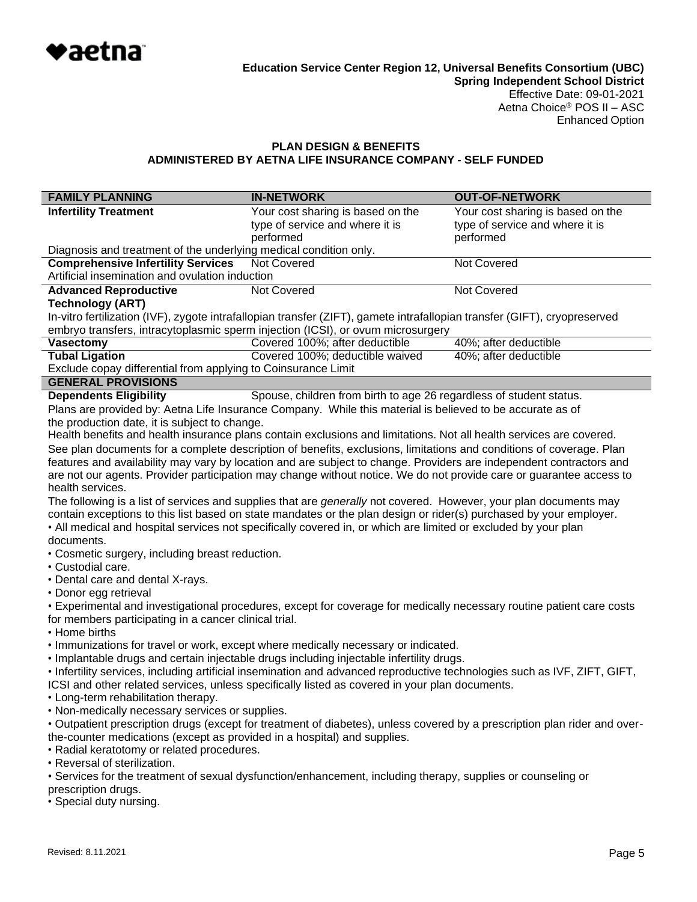**Education Service Center Region 12, Universal Benefits Consortium (UBC)**
**Spring Independent School District**
Effective Date: 09-01-2021
Aetna Choice® POS II – ASC
Enhanced Option

**PLAN DESIGN & BENEFITS**
**ADMINISTERED BY AETNA LIFE INSURANCE COMPANY - SELF FUNDED**

| FAMILY PLANNING | IN-NETWORK | OUT-OF-NETWORK |
|---|---|---|
| **Infertility Treatment** | Your cost sharing is based on the type of service and where it is performed | Your cost sharing is based on the type of service and where it is performed |
| Diagnosis and treatment of the underlying medical condition only. | | |
| **Comprehensive Infertility Services** | Not Covered | Not Covered |
| Artificial insemination and ovulation induction | | |
| **Advanced Reproductive Technology (ART)** | Not Covered | Not Covered |
| In-vitro fertilization (IVF), zygote intrafallopian transfer (ZIFT), gamete intrafallopian transfer (GIFT), cryopreserved embryo transfers, intracytoplasmic sperm injection (ICSI), or ovum microsurgery | | |
| **Vasectomy** | Covered 100%; after deductible | 40%; after deductible |
| **Tubal Ligation** | Covered 100%; deductible waived | 40%; after deductible |
| Exclude copay differential from applying to Coinsurance Limit | | |
| **GENERAL PROVISIONS** | | |
| **Dependents Eligibility** | Spouse, children from birth to age 26 regardless of student status. | |

Plans are provided by: Aetna Life Insurance Company. While this material is believed to be accurate as of the production date, it is subject to change.

Health benefits and health insurance plans contain exclusions and limitations. Not all health services are covered. See plan documents for a complete description of benefits, exclusions, limitations and conditions of coverage. Plan features and availability may vary by location and are subject to change. Providers are independent contractors and are not our agents. Provider participation may change without notice. We do not provide care or guarantee access to health services.

The following is a list of services and supplies that are *generally* not covered. However, your plan documents may contain exceptions to this list based on state mandates or the plan design or rider(s) purchased by your employer.

- All medical and hospital services not specifically covered in, or which are limited or excluded by your plan documents.
- Cosmetic surgery, including breast reduction.
- Custodial care.
- Dental care and dental X-rays.
- Donor egg retrieval
- Experimental and investigational procedures, except for coverage for medically necessary routine patient care costs for members participating in a cancer clinical trial.
- Home births
- Immunizations for travel or work, except where medically necessary or indicated.
- Implantable drugs and certain injectable drugs including injectable infertility drugs.
- Infertility services, including artificial insemination and advanced reproductive technologies such as IVF, ZIFT, GIFT, ICSI and other related services, unless specifically listed as covered in your plan documents.
- Long-term rehabilitation therapy.
- Non-medically necessary services or supplies.
- Outpatient prescription drugs (except for treatment of diabetes), unless covered by a prescription plan rider and over-the-counter medications (except as provided in a hospital) and supplies.
- Radial keratotomy or related procedures.
- Reversal of sterilization.
- Services for the treatment of sexual dysfunction/enhancement, including therapy, supplies or counseling or prescription drugs.
- Special duty nursing.

Revised: 8.11.2021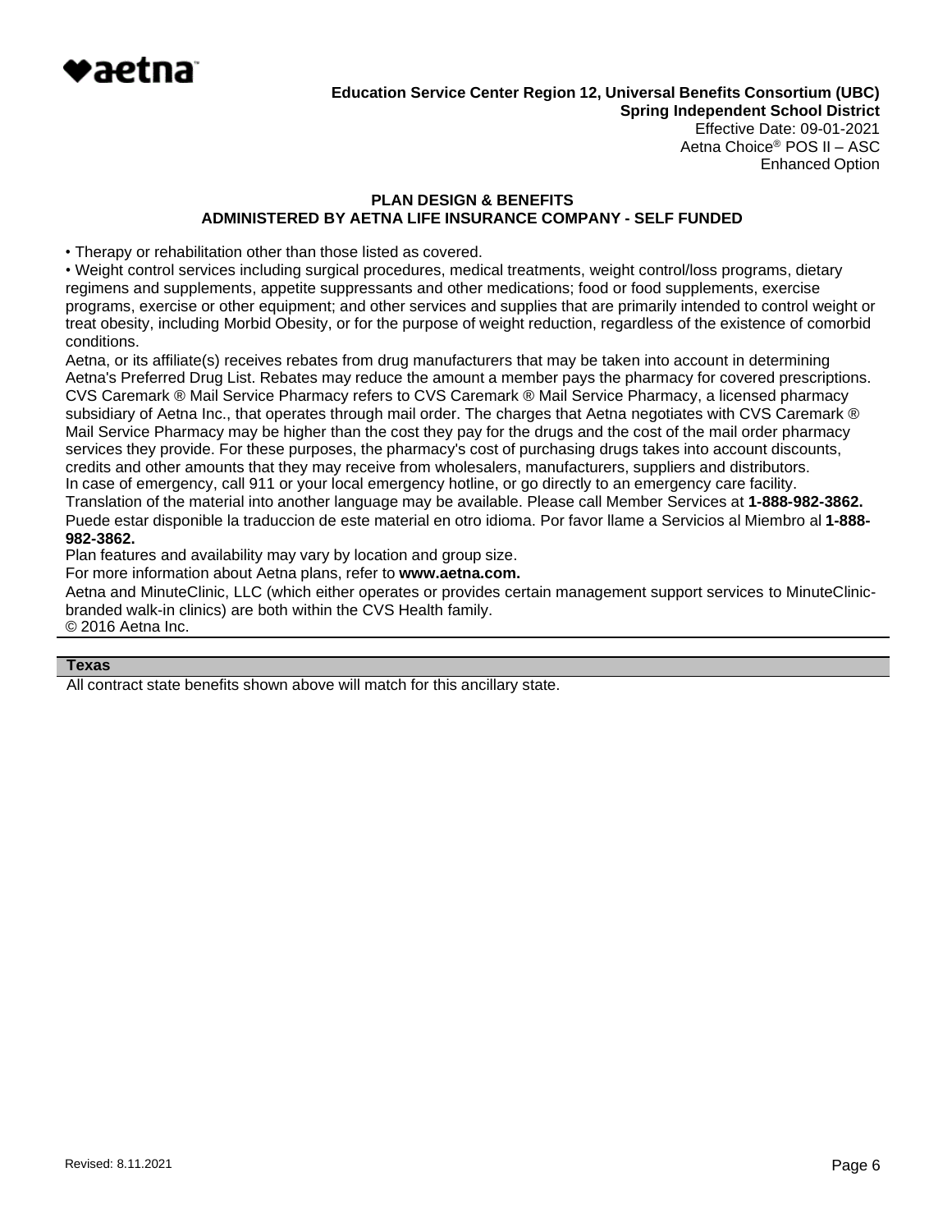- Therapy or rehabilitation other than those listed as covered.
- Weight control services including surgical procedures, medical treatments, weight control/loss programs, dietary regimens and supplements, appetite suppressants and other medications; food or food supplements, exercise programs, exercise or other equipment; and other services and supplies that are primarily intended to control weight or treat obesity, including Morbid Obesity, or for the purpose of weight reduction, regardless of the existence of comorbid conditions.

Aetna, or its affiliate(s) receives rebates from drug manufacturers that may be taken into account in determining Aetna's Preferred Drug List. Rebates may reduce the amount a member pays the pharmacy for covered prescriptions. CVS Caremark ® Mail Service Pharmacy refers to CVS Caremark ® Mail Service Pharmacy, a licensed pharmacy subsidiary of Aetna Inc., that operates through mail order. The charges that Aetna negotiates with CVS Caremark ® Mail Service Pharmacy may be higher than the cost they pay for the drugs and the cost of the mail order pharmacy services they provide. For these purposes, the pharmacy's cost of purchasing drugs takes into account discounts, credits and other amounts that they may receive from wholesalers, manufacturers, suppliers and distributors.

In case of emergency, call 911 or your local emergency hotline, or go directly to an emergency care facility.

Translation of the material into another language may be available. Please call Member Services at **1-888-982-3862.**

Puede estar disponible la traduccion de este material en otro idioma. Por favor llame a Servicios al Miembro al **1-888-982-3862.**

Plan features and availability may vary by location and group size.

For more information about Aetna plans, refer to **www.aetna.com.**

Aetna and MinuteClinic, LLC (which either operates or provides certain management support services to MinuteClinic-branded walk-in clinics) are both within the CVS Health family.

© 2016 Aetna Inc.

| **Texas** |
|---|
| All contract state benefits shown above will match for this ancillary state. |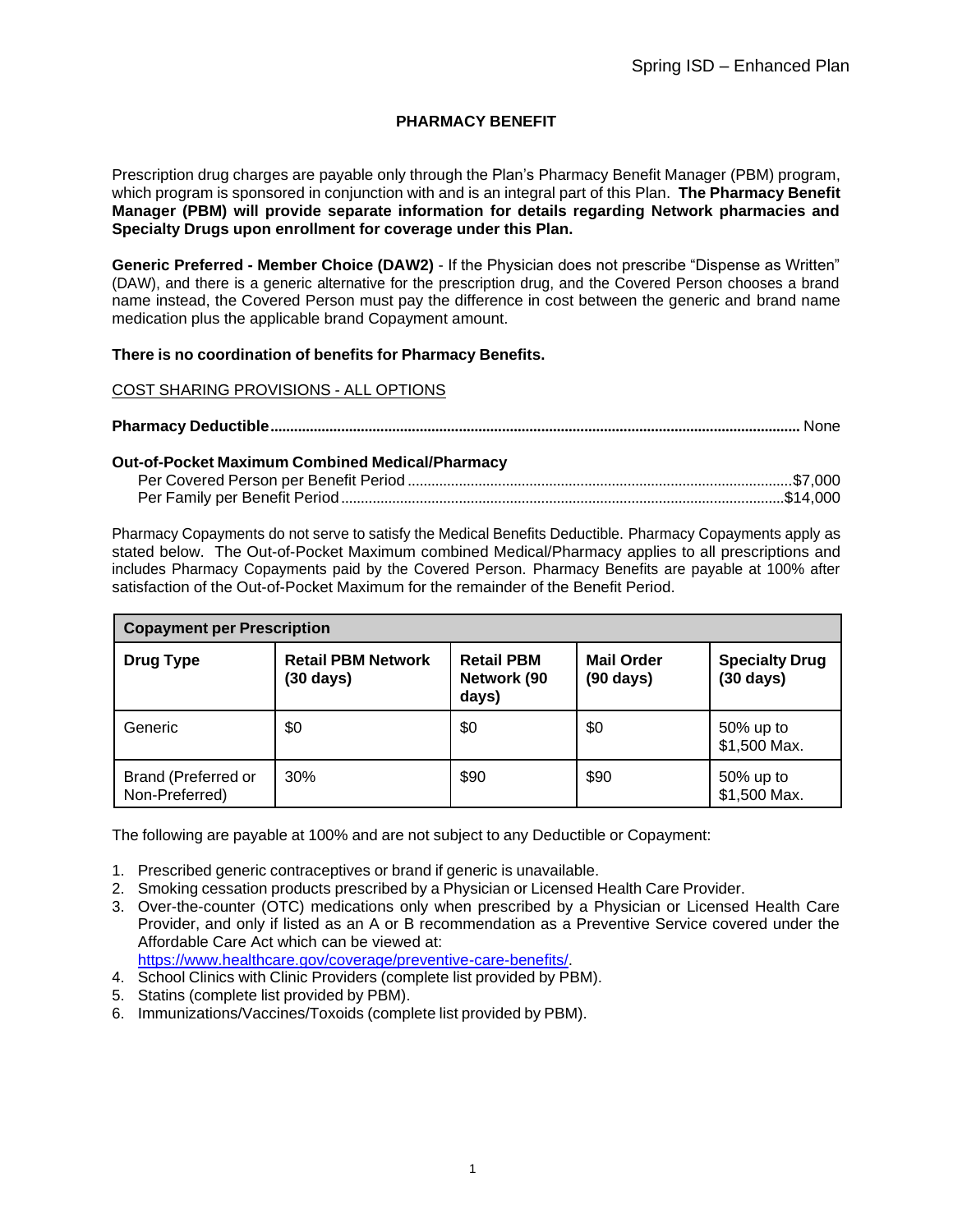# PHARMACY BENEFIT

Prescription drug charges are payable only through the Plan's Pharmacy Benefit Manager (PBM) program, which program is sponsored in conjunction with and is an integral part of this Plan. **The Pharmacy Benefit Manager (PBM) will provide separate information for details regarding Network pharmacies and Specialty Drugs upon enrollment for coverage under this Plan.**

**Generic Preferred - Member Choice (DAW2)** - If the Physician does not prescribe "Dispense as Written" (DAW), and there is a generic alternative for the prescription drug, and the Covered Person chooses a brand name instead, the Covered Person must pay the difference in cost between the generic and brand name medication plus the applicable brand Copayment amount.

**There is no coordination of benefits for Pharmacy Benefits.**

COST SHARING PROVISIONS - ALL OPTIONS

**Pharmacy Deductible**.......................................................................................................................... None

**Out-of-Pocket Maximum Combined Medical/Pharmacy**

Per Covered Person per Benefit Period ..................................................................................$7,000
Per Family per Benefit Period ...............................................................................................$14,000

Pharmacy Copayments do not serve to satisfy the Medical Benefits Deductible. Pharmacy Copayments apply as stated below. The Out-of-Pocket Maximum combined Medical/Pharmacy applies to all prescriptions and includes Pharmacy Copayments paid by the Covered Person. Pharmacy Benefits are payable at 100% after satisfaction of the Out-of-Pocket Maximum for the remainder of the Benefit Period.

| Copayment per Prescription | | | | |
|---|---|---|---|---|
| **Drug Type** | **Retail PBM Network (30 days)** | **Retail PBM Network (90 days)** | **Mail Order (90 days)** | **Specialty Drug (30 days)** |
| Generic | $0 | $0 | $0 | 50% up to $1,500 Max. |
| Brand (Preferred or Non-Preferred) | 30% | $90 | $90 | 50% up to $1,500 Max. |

The following are payable at 100% and are not subject to any Deductible or Copayment:

1. Prescribed generic contraceptives or brand if generic is unavailable.
2. Smoking cessation products prescribed by a Physician or Licensed Health Care Provider.
3. Over-the-counter (OTC) medications only when prescribed by a Physician or Licensed Health Care Provider, and only if listed as an A or B recommendation as a Preventive Service covered under the Affordable Care Act which can be viewed at: https://www.healthcare.gov/coverage/preventive-care-benefits/.
4. School Clinics with Clinic Providers (complete list provided by PBM).
5. Statins (complete list provided by PBM).
6. Immunizations/Vaccines/Toxoids (complete list provided by PBM).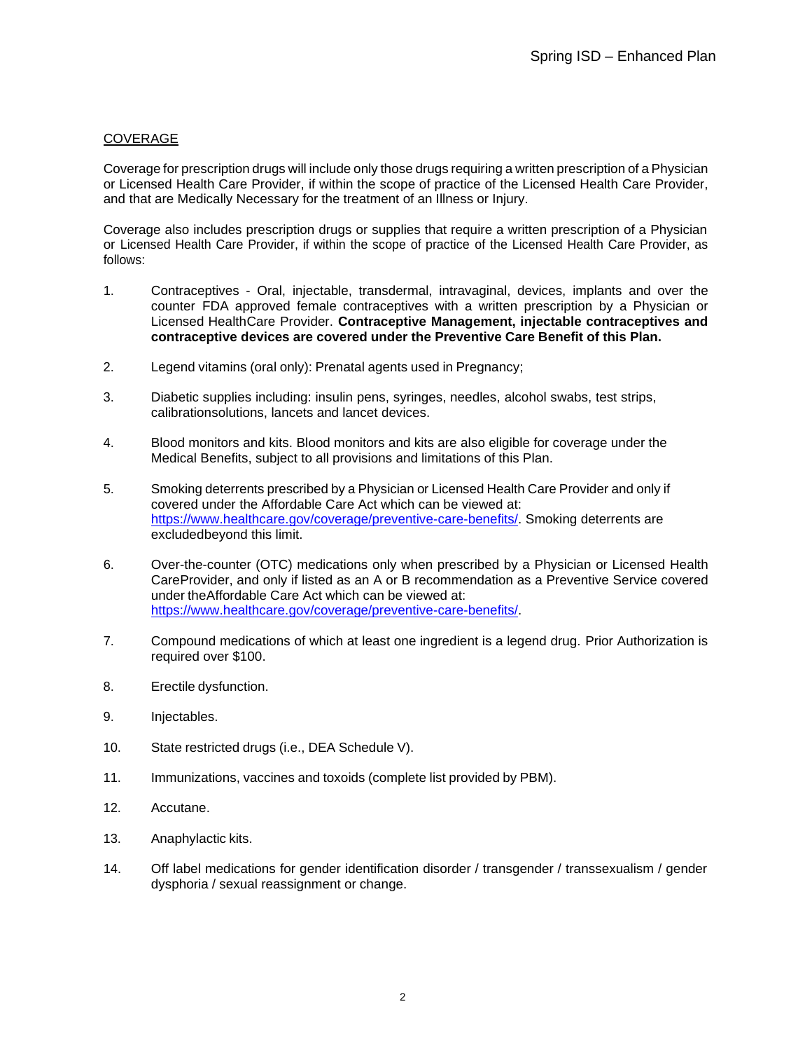## COVERAGE

Coverage for prescription drugs will include only those drugs requiring a written prescription of a Physician or Licensed Health Care Provider, if within the scope of practice of the Licensed Health Care Provider, and that are Medically Necessary for the treatment of an Illness or Injury.

Coverage also includes prescription drugs or supplies that require a written prescription of a Physician or Licensed Health Care Provider, if within the scope of practice of the Licensed Health Care Provider, as follows:

1. Contraceptives - Oral, injectable, transdermal, intravaginal, devices, implants and over the counter FDA approved female contraceptives with a written prescription by a Physician or Licensed HealthCare Provider. **Contraceptive Management, injectable contraceptives and contraceptive devices are covered under the Preventive Care Benefit of this Plan.**

2. Legend vitamins (oral only): Prenatal agents used in Pregnancy;

3. Diabetic supplies including: insulin pens, syringes, needles, alcohol swabs, test strips, calibrationsolutions, lancets and lancet devices.

4. Blood monitors and kits. Blood monitors and kits are also eligible for coverage under the Medical Benefits, subject to all provisions and limitations of this Plan.

5. Smoking deterrents prescribed by a Physician or Licensed Health Care Provider and only if covered under the Affordable Care Act which can be viewed at: https://www.healthcare.gov/coverage/preventive-care-benefits/. Smoking deterrents are excludedbeyond this limit.

6. Over-the-counter (OTC) medications only when prescribed by a Physician or Licensed Health CareProvider, and only if listed as an A or B recommendation as a Preventive Service covered under theAffordable Care Act which can be viewed at: https://www.healthcare.gov/coverage/preventive-care-benefits/.

7. Compound medications of which at least one ingredient is a legend drug. Prior Authorization is required over $100.

8. Erectile dysfunction.

9. Injectables.

10. State restricted drugs (i.e., DEA Schedule V).

11. Immunizations, vaccines and toxoids (complete list provided by PBM).

12. Accutane.

13. Anaphylactic kits.

14. Off label medications for gender identification disorder / transgender / transsexualism / gender dysphoria / sexual reassignment or change.